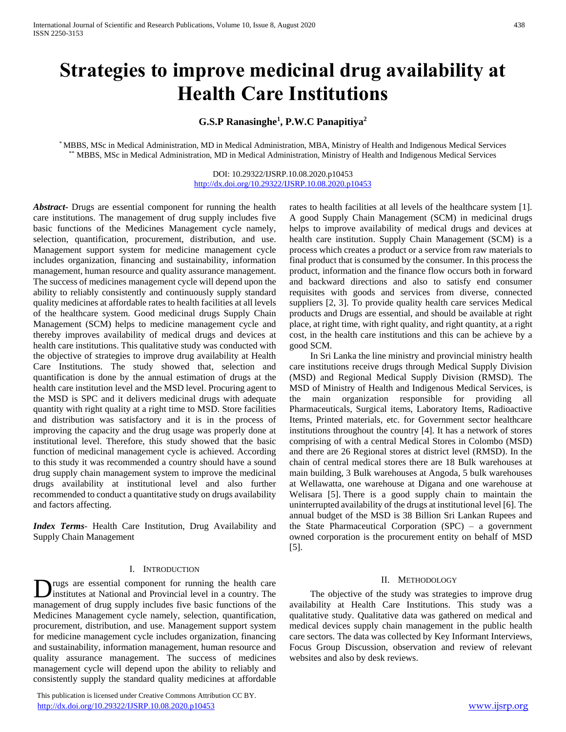# Strategies to improve medicinal drug availability at Health Care Institutions

**G.S.P Ranasinghe[1], P.W.C Panapitiya[2]**

[*] MBBS, MSc in Medical Administration, MD in Medical Administration, MBA, Ministry of Health and Indigenous Medical Services
[**] MBBS, MSc in Medical Administration, MD in Medical Administration, Ministry of Health and Indigenous Medical Services

DOI: 10.29322/IJSRP.10.08.2020.p10453
http://dx.doi.org/10.29322/IJSRP.10.08.2020.p10453

***Abstract***- Drugs are essential component for running the health care institutions. The management of drug supply includes five basic functions of the Medicines Management cycle namely, selection, quantification, procurement, distribution, and use. Management support system for medicine management cycle includes organization, financing and sustainability, information management, human resource and quality assurance management. The success of medicines management cycle will depend upon the ability to reliably consistently and continuously supply standard quality medicines at affordable rates to health facilities at all levels of the healthcare system. Good medicinal drugs Supply Chain Management (SCM) helps to medicine management cycle and thereby improves availability of medical drugs and devices at health care institutions. This qualitative study was conducted with the objective of strategies to improve drug availability at Health Care Institutions. The study showed that, selection and quantification is done by the annual estimation of drugs at the health care institution level and the MSD level. Procuring agent to the MSD is SPC and it delivers medicinal drugs with adequate quantity with right quality at a right time to MSD. Store facilities and distribution was satisfactory and it is in the process of improving the capacity and the drug usage was properly done at institutional level. Therefore, this study showed that the basic function of medicinal management cycle is achieved. According to this study it was recommended a country should have a sound drug supply chain management system to improve the medicinal drugs availability at institutional level and also further recommended to conduct a quantitative study on drugs availability and factors affecting.

***Index Terms***- Health Care Institution, Drug Availability and Supply Chain Management

## I. Introduction

Drugs are essential component for running the health care institutes at National and Provincial level in a country. The management of drug supply includes five basic functions of the Medicines Management cycle namely, selection, quantification, procurement, distribution, and use. Management support system for medicine management cycle includes organization, financing and sustainability, information management, human resource and quality assurance management. The success of medicines management cycle will depend upon the ability to reliably and consistently supply the standard quality medicines at affordable rates to health facilities at all levels of the healthcare system [1]. A good Supply Chain Management (SCM) in medicinal drugs helps to improve availability of medical drugs and devices at health care institution. Supply Chain Management (SCM) is a process which creates a product or a service from raw materials to final product that is consumed by the consumer. In this process the product, information and the finance flow occurs both in forward and backward directions and also to satisfy end consumer requisites with goods and services from diverse, connected suppliers [2, 3]. To provide quality health care services Medical products and Drugs are essential, and should be available at right place, at right time, with right quality, and right quantity, at a right cost, in the health care institutions and this can be achieve by a good SCM.

In Sri Lanka the line ministry and provincial ministry health care institutions receive drugs through Medical Supply Division (MSD) and Regional Medical Supply Division (RMSD). The MSD of Ministry of Health and Indigenous Medical Services, is the main organization responsible for providing all Pharmaceuticals, Surgical items, Laboratory Items, Radioactive Items, Printed materials, etc. for Government sector healthcare institutions throughout the country [4]. It has a network of stores comprising of with a central Medical Stores in Colombo (MSD) and there are 26 Regional stores at district level (RMSD). In the chain of central medical stores there are 18 Bulk warehouses at main building, 3 Bulk warehouses at Angoda, 5 bulk warehouses at Wellawatta, one warehouse at Digana and one warehouse at Welisara [5]. There is a good supply chain to maintain the uninterrupted availability of the drugs at institutional level [6]. The annual budget of the MSD is 38 Billion Sri Lankan Rupees and the State Pharmaceutical Corporation (SPC) – a government owned corporation is the procurement entity on behalf of MSD [5].

## II. Methodology

The objective of the study was strategies to improve drug availability at Health Care Institutions. This study was a qualitative study. Qualitative data was gathered on medical and medical devices supply chain management in the public health care sectors. The data was collected by Key Informant Interviews, Focus Group Discussion, observation and review of relevant websites and also by desk reviews.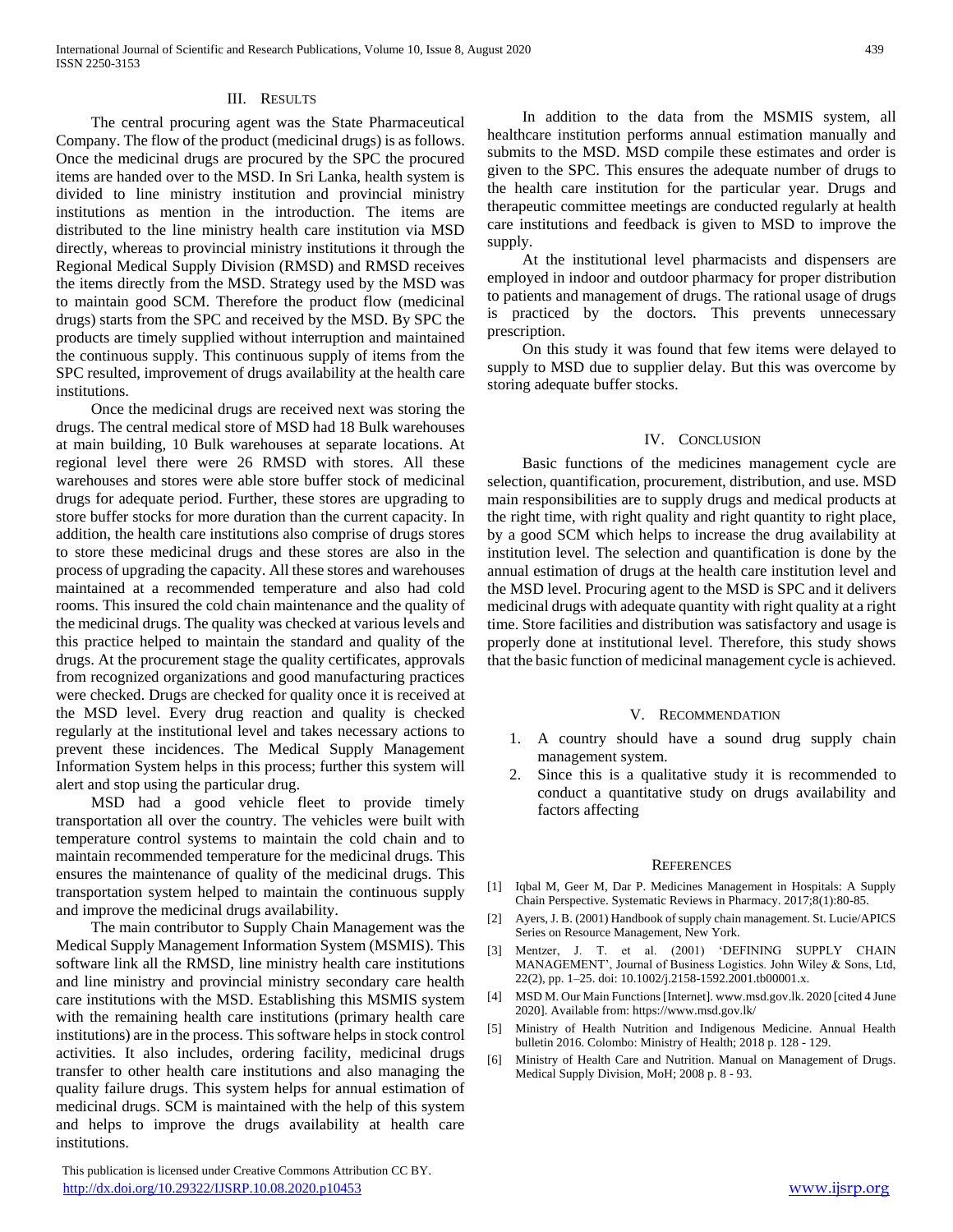## III. Results

The central procuring agent was the State Pharmaceutical Company. The flow of the product (medicinal drugs) is as follows. Once the medicinal drugs are procured by the SPC the procured items are handed over to the MSD. In Sri Lanka, health system is divided to line ministry institution and provincial ministry institutions as mention in the introduction. The items are distributed to the line ministry health care institution via MSD directly, whereas to provincial ministry institutions it through the Regional Medical Supply Division (RMSD) and RMSD receives the items directly from the MSD. Strategy used by the MSD was to maintain good SCM. Therefore the product flow (medicinal drugs) starts from the SPC and received by the MSD. By SPC the products are timely supplied without interruption and maintained the continuous supply. This continuous supply of items from the SPC resulted, improvement of drugs availability at the health care institutions.

Once the medicinal drugs are received next was storing the drugs. The central medical store of MSD had 18 Bulk warehouses at main building, 10 Bulk warehouses at separate locations. At regional level there were 26 RMSD with stores. All these warehouses and stores were able store buffer stock of medicinal drugs for adequate period. Further, these stores are upgrading to store buffer stocks for more duration than the current capacity. In addition, the health care institutions also comprise of drugs stores to store these medicinal drugs and these stores are also in the process of upgrading the capacity. All these stores and warehouses maintained at a recommended temperature and also had cold rooms. This insured the cold chain maintenance and the quality of the medicinal drugs. The quality was checked at various levels and this practice helped to maintain the standard and quality of the drugs. At the procurement stage the quality certificates, approvals from recognized organizations and good manufacturing practices were checked. Drugs are checked for quality once it is received at the MSD level. Every drug reaction and quality is checked regularly at the institutional level and takes necessary actions to prevent these incidences. The Medical Supply Management Information System helps in this process; further this system will alert and stop using the particular drug.

MSD had a good vehicle fleet to provide timely transportation all over the country. The vehicles were built with temperature control systems to maintain the cold chain and to maintain recommended temperature for the medicinal drugs. This ensures the maintenance of quality of the medicinal drugs. This transportation system helped to maintain the continuous supply and improve the medicinal drugs availability.

The main contributor to Supply Chain Management was the Medical Supply Management Information System (MSMIS). This software link all the RMSD, line ministry health care institutions and line ministry and provincial ministry secondary care health care institutions with the MSD. Establishing this MSMIS system with the remaining health care institutions (primary health care institutions) are in the process. This software helps in stock control activities. It also includes, ordering facility, medicinal drugs transfer to other health care institutions and also managing the quality failure drugs. This system helps for annual estimation of medicinal drugs. SCM is maintained with the help of this system and helps to improve the drugs availability at health care institutions.

In addition to the data from the MSMIS system, all healthcare institution performs annual estimation manually and submits to the MSD. MSD compile these estimates and order is given to the SPC. This ensures the adequate number of drugs to the health care institution for the particular year. Drugs and therapeutic committee meetings are conducted regularly at health care institutions and feedback is given to MSD to improve the supply.

At the institutional level pharmacists and dispensers are employed in indoor and outdoor pharmacy for proper distribution to patients and management of drugs. The rational usage of drugs is practiced by the doctors. This prevents unnecessary prescription.

On this study it was found that few items were delayed to supply to MSD due to supplier delay. But this was overcome by storing adequate buffer stocks.

## IV. Conclusion

Basic functions of the medicines management cycle are selection, quantification, procurement, distribution, and use. MSD main responsibilities are to supply drugs and medical products at the right time, with right quality and right quantity to right place, by a good SCM which helps to increase the drug availability at institution level. The selection and quantification is done by the annual estimation of drugs at the health care institution level and the MSD level. Procuring agent to the MSD is SPC and it delivers medicinal drugs with adequate quantity with right quality at a right time. Store facilities and distribution was satisfactory and usage is properly done at institutional level. Therefore, this study shows that the basic function of medicinal management cycle is achieved.

## V. Recommendation

1. A country should have a sound drug supply chain management system.
2. Since this is a qualitative study it is recommended to conduct a quantitative study on drugs availability and factors affecting

## References

[1] Iqbal M, Geer M, Dar P. Medicines Management in Hospitals: A Supply Chain Perspective. Systematic Reviews in Pharmacy. 2017;8(1):80-85.

[2] Ayers, J. B. (2001) Handbook of supply chain management. St. Lucie/APICS Series on Resource Management, New York.

[3] Mentzer, J. T. et al. (2001) 'DEFINING SUPPLY CHAIN MANAGEMENT', Journal of Business Logistics. John Wiley & Sons, Ltd, 22(2), pp. 1–25. doi: 10.1002/j.2158-1592.2001.tb00001.x.

[4] MSD M. Our Main Functions [Internet]. www.msd.gov.lk. 2020 [cited 4 June 2020]. Available from: https://www.msd.gov.lk/

[5] Ministry of Health Nutrition and Indigenous Medicine. Annual Health bulletin 2016. Colombo: Ministry of Health; 2018 p. 128 - 129.

[6] Ministry of Health Care and Nutrition. Manual on Management of Drugs. Medical Supply Division, MoH; 2008 p. 8 - 93.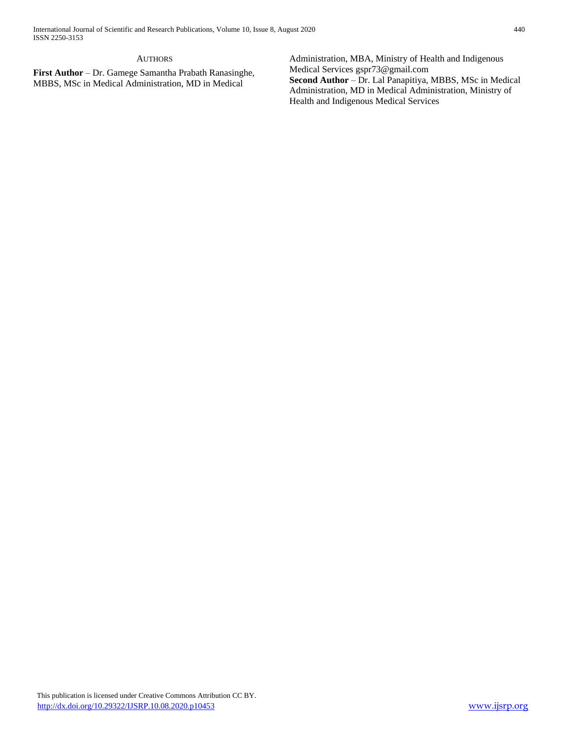## AUTHORS

**First Author** – Dr. Gamege Samantha Prabath Ranasinghe, MBBS, MSc in Medical Administration, MD in Medical Administration, MBA, Ministry of Health and Indigenous Medical Services gspr73@gmail.com

**Second Author** – Dr. Lal Panapitiya, MBBS, MSc in Medical Administration, MD in Medical Administration, Ministry of Health and Indigenous Medical Services

This publication is licensed under Creative Commons Attribution CC BY.
http://dx.doi.org/10.29322/IJSRP.10.08.2020.p10453